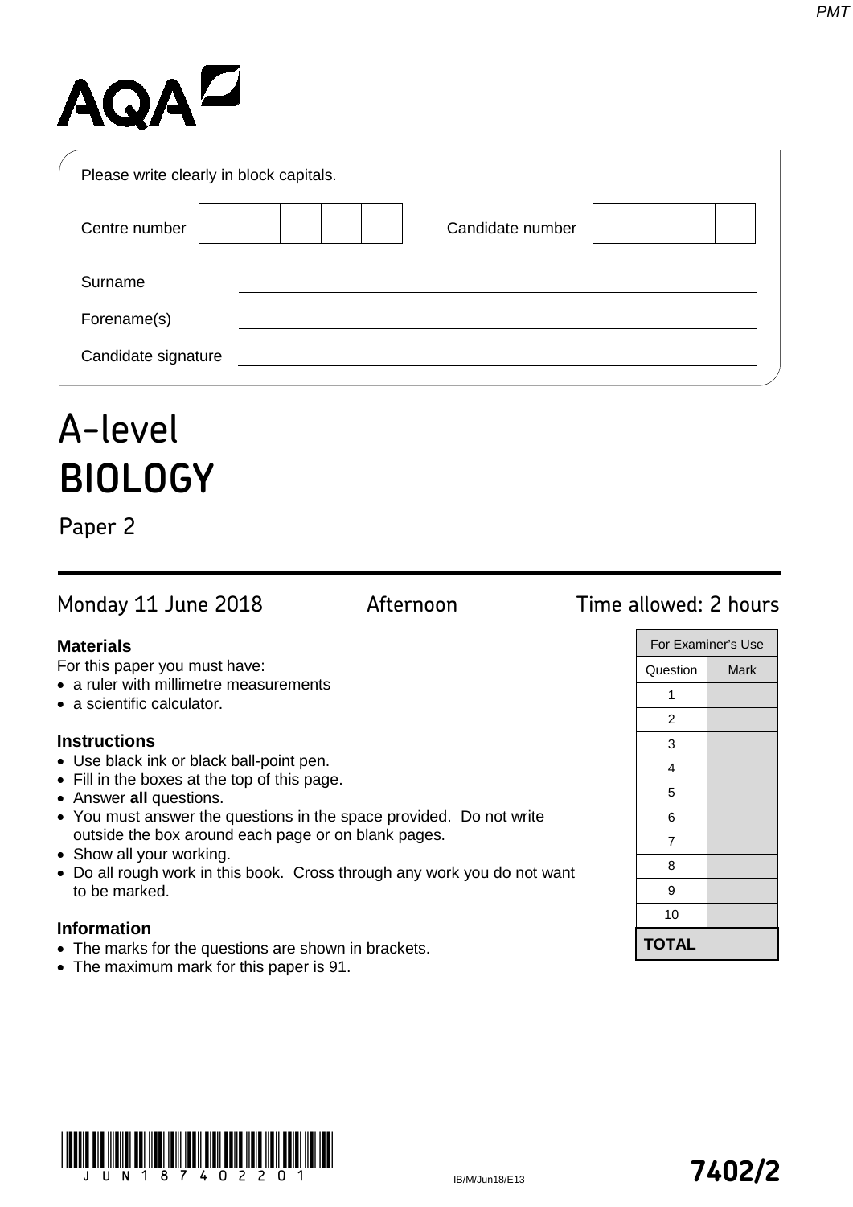AQA

Please write clearly in block capitals.

Centre number | | | | | | Candidate number | | | | |

Surname ______________________________

Forename(s) ______________________________

Candidate signature ______________________________

# A-level BIOLOGY

## Paper 2

Monday 11 June 2018 | Afternoon | Time allowed: 2 hours

### Materials

For this paper you must have:

- a ruler with millimetre measurements
- a scientific calculator.

### Instructions

- Use black ink or black ball-point pen.
- Fill in the boxes at the top of this page.
- Answer **all** questions.
- You must answer the questions in the space provided. Do not write outside the box around each page or on blank pages.
- Show all your working.
- Do all rough work in this book. Cross through any work you do not want to be marked.

### Information

- The marks for the questions are shown in brackets.
- The maximum mark for this paper is 91.

| For Examiner's Use | |
|---|---|
| Question | Mark |
| 1 | |
| 2 | |
| 3 | |
| 4 | |
| 5 | |
| 6 | |
| 7 | |
| 8 | |
| 9 | |
| 10 | |
| **TOTAL** | |

IB/M/Jun18/E13

**7402/2**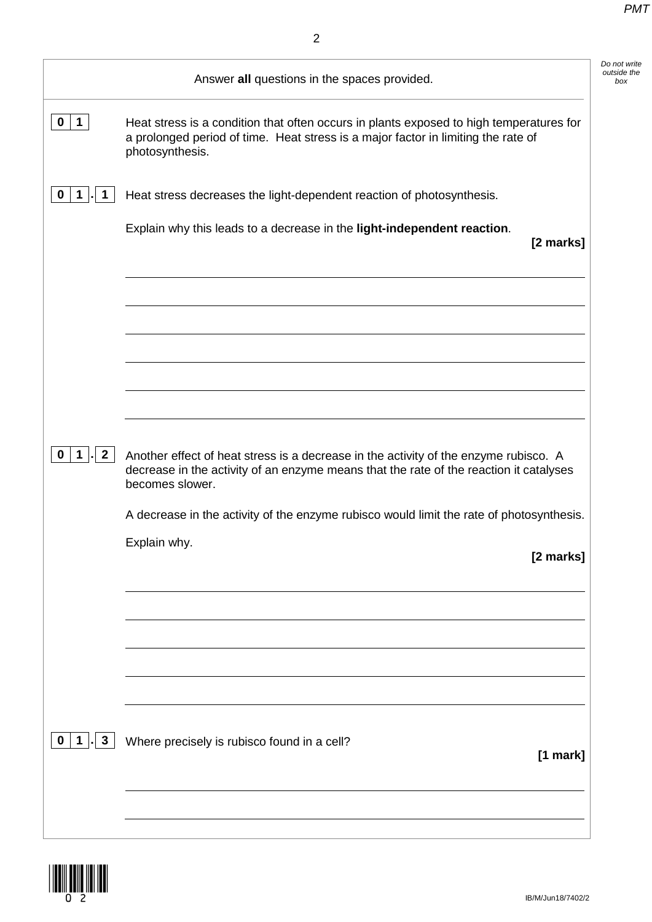Answer **all** questions in the spaces provided.

**0 1** Heat stress is a condition that often occurs in plants exposed to high temperatures for a prolonged period of time. Heat stress is a major factor in limiting the rate of photosynthesis.

**0 1 . 1** Heat stress decreases the light-dependent reaction of photosynthesis.

Explain why this leads to a decrease in the **light-independent reaction**.

**[2 marks]**

**0 1 . 2** Another effect of heat stress is a decrease in the activity of the enzyme rubisco. A decrease in the activity of an enzyme means that the rate of the reaction it catalyses becomes slower.

A decrease in the activity of the enzyme rubisco would limit the rate of photosynthesis.

Explain why.

**[2 marks]**

**0 1 . 3** Where precisely is rubisco found in a cell?

**[1 mark]**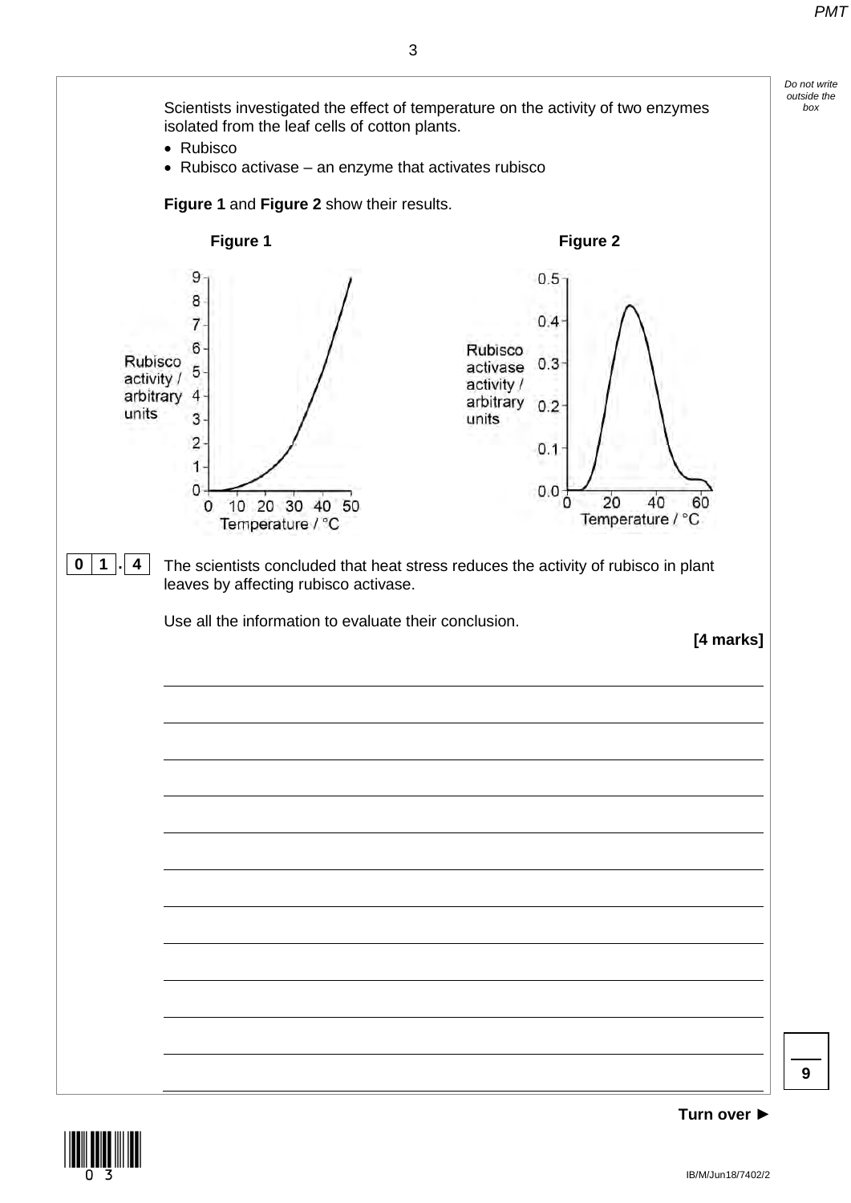Scientists investigated the effect of temperature on the activity of two enzymes isolated from the leaf cells of cotton plants.

- Rubisco
- Rubisco activase – an enzyme that activates rubisco

**Figure 1** and **Figure 2** show their results.

**Figure 1**

**Figure 2**

**0 1 . 4** The scientists concluded that heat stress reduces the activity of rubisco in plant leaves by affecting rubisco activase.

Use all the information to evaluate their conclusion.

**[4 marks]**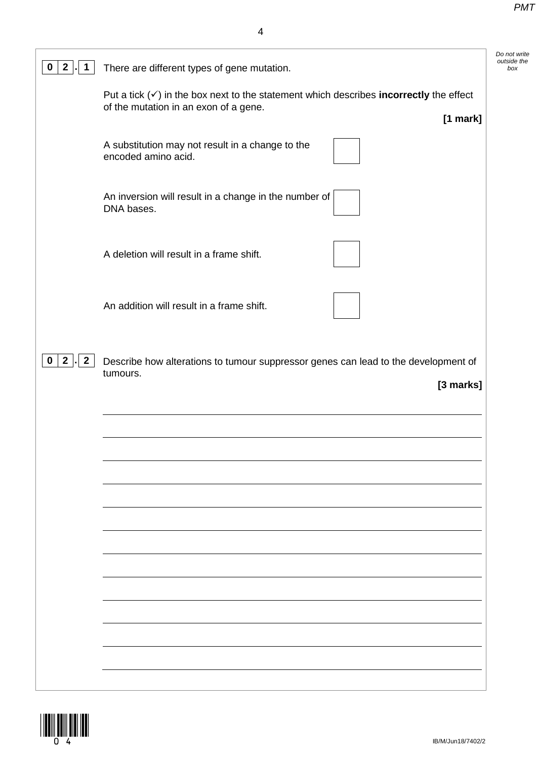**0 2 . 1** There are different types of gene mutation.

Put a tick (✓) in the box next to the statement which describes **incorrectly** the effect of the mutation in an exon of a gene.

**[1 mark]**

A substitution may not result in a change to the encoded amino acid. ☐

An inversion will result in a change in the number of DNA bases. ☐

A deletion will result in a frame shift. ☐

An addition will result in a frame shift. ☐

**0 2 . 2** Describe how alterations to tumour suppressor genes can lead to the development of tumours.

**[3 marks]**

_______________________________________________________________________

_______________________________________________________________________

_______________________________________________________________________

_______________________________________________________________________

_______________________________________________________________________

_______________________________________________________________________

_______________________________________________________________________

_______________________________________________________________________

_______________________________________________________________________

_______________________________________________________________________

_______________________________________________________________________

_______________________________________________________________________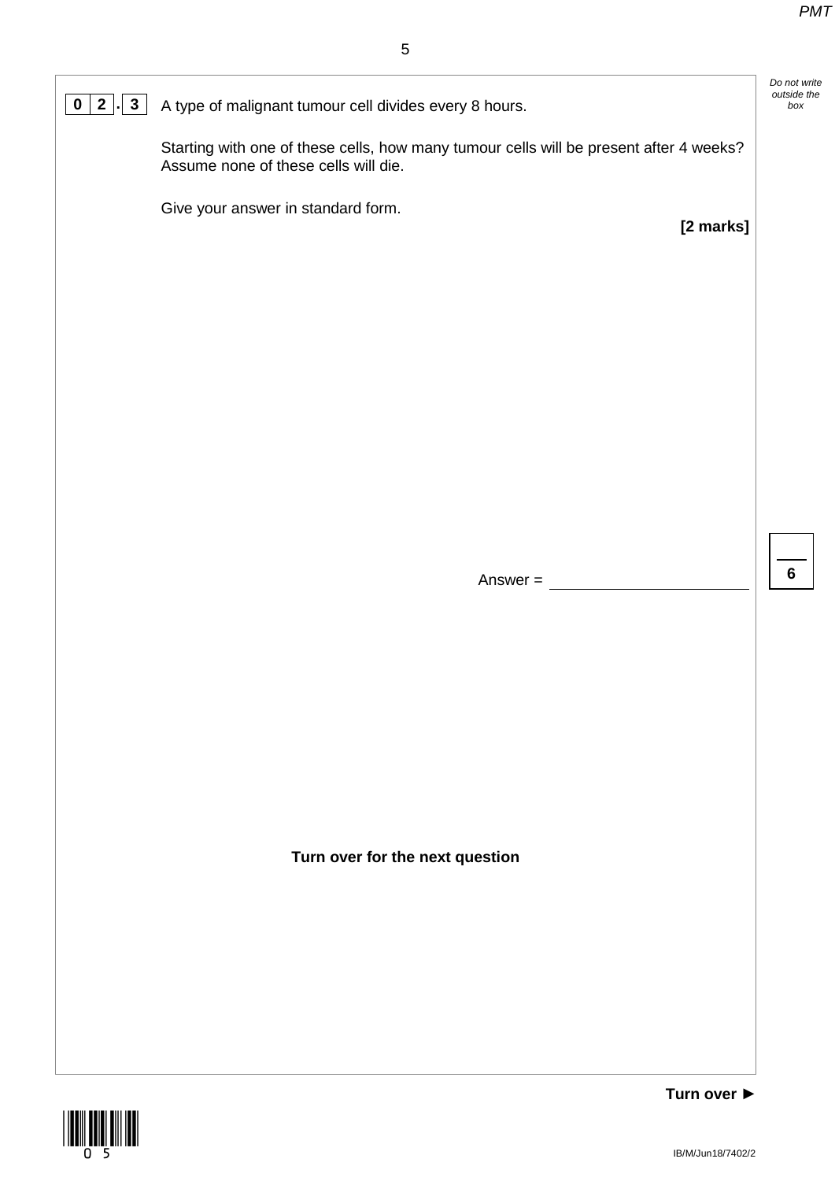**0 2 . 3** A type of malignant tumour cell divides every 8 hours.

Starting with one of these cells, how many tumour cells will be present after 4 weeks? Assume none of these cells will die.

Give your answer in standard form.

**[2 marks]**

Answer = ____________________

**Turn over for the next question**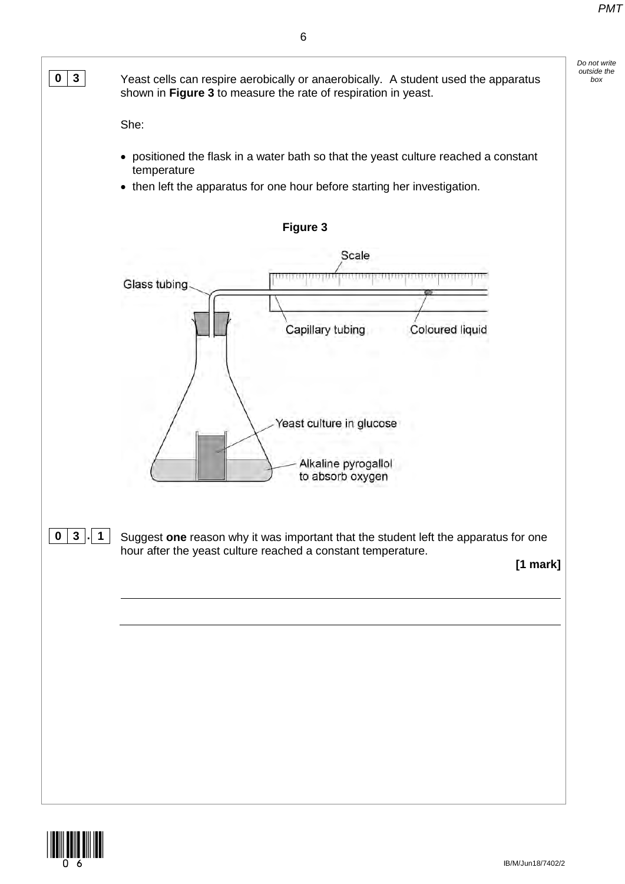**0 3** Yeast cells can respire aerobically or anaerobically. A student used the apparatus shown in **Figure 3** to measure the rate of respiration in yeast.

She:

- positioned the flask in a water bath so that the yeast culture reached a constant temperature
- then left the apparatus for one hour before starting her investigation.

**Figure 3**

Scale

Glass tubing

Capillary tubing

Coloured liquid

Yeast culture in glucose

Alkaline pyrogallol to absorb oxygen

**0 3 . 1** Suggest **one** reason why it was important that the student left the apparatus for one hour after the yeast culture reached a constant temperature.

**[1 mark]**

_______________________________________________________________________

_______________________________________________________________________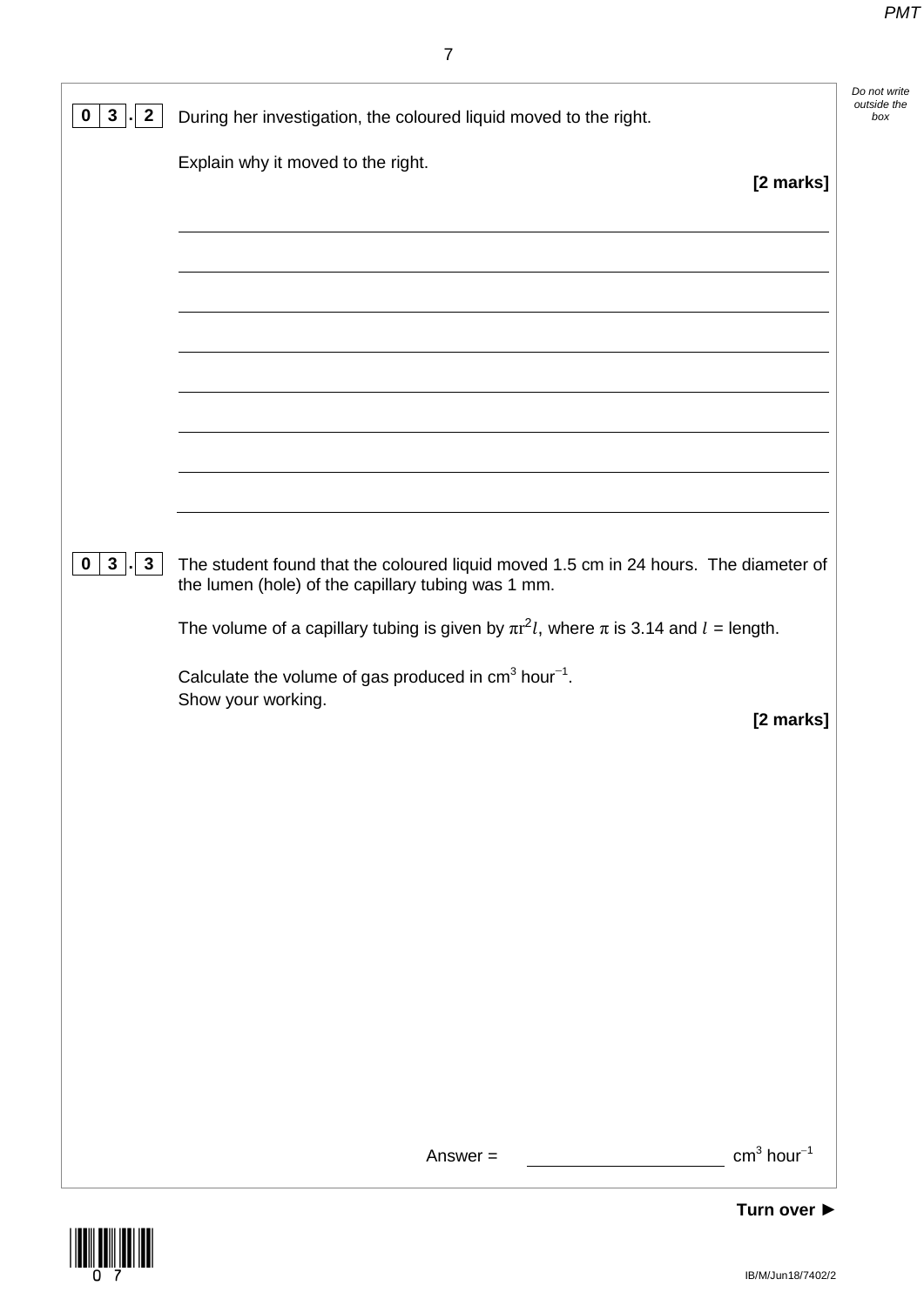**0 3 . 2** During her investigation, the coloured liquid moved to the right.

Explain why it moved to the right.

**[2 marks]**

**0 3 . 3** The student found that the coloured liquid moved 1.5 cm in 24 hours. The diameter of the lumen (hole) of the capillary tubing was 1 mm.

The volume of a capillary tubing is given by $\pi r^2 l$, where $\pi$ is 3.14 and $l$ = length.

Calculate the volume of gas produced in $cm^3$ $hour^{-1}$.
Show your working.

**[2 marks]**

Answer = ____________________ $cm^3$ $hour^{-1}$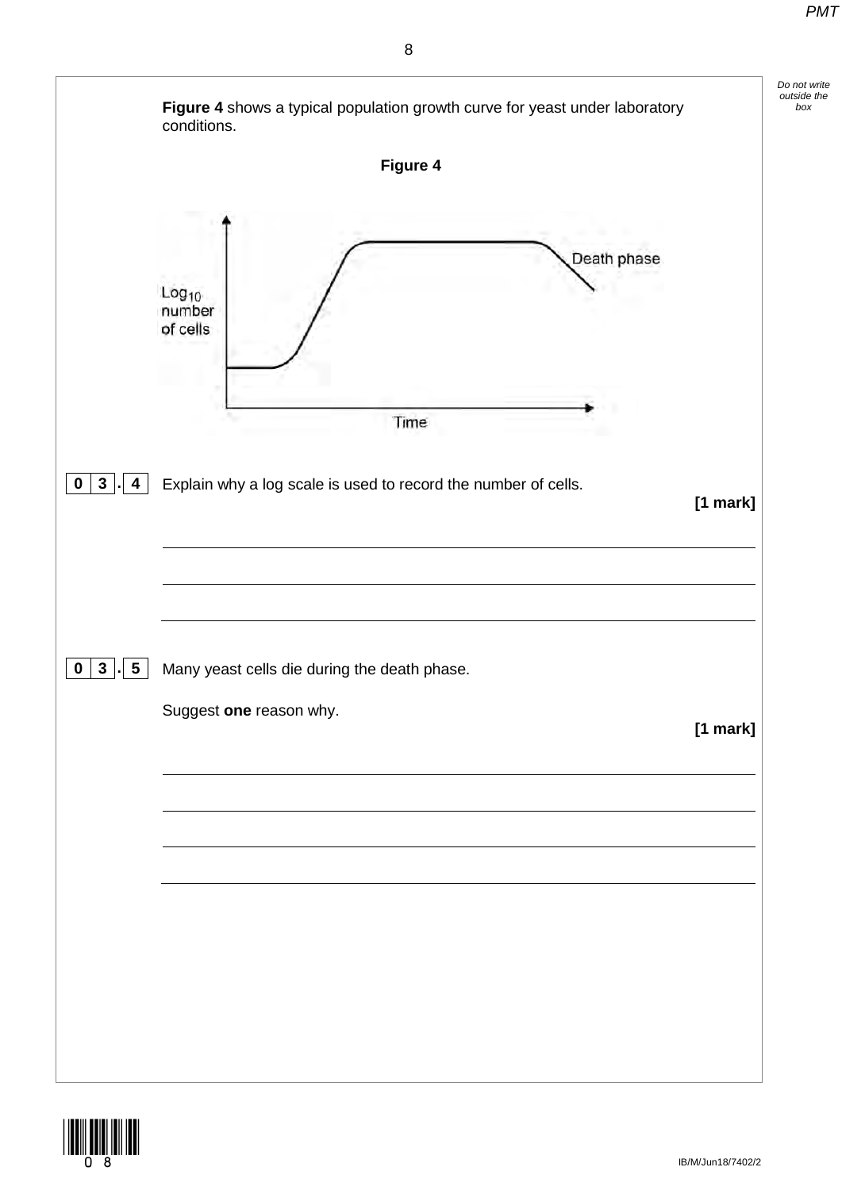**Figure 4** shows a typical population growth curve for yeast under laboratory conditions.

**Figure 4**

Log$_{10}$ number of cells

Death phase

Time

**0 3 . 4** Explain why a log scale is used to record the number of cells.

**[1 mark]**

**0 3 . 5** Many yeast cells die during the death phase.

Suggest **one** reason why.

**[1 mark]**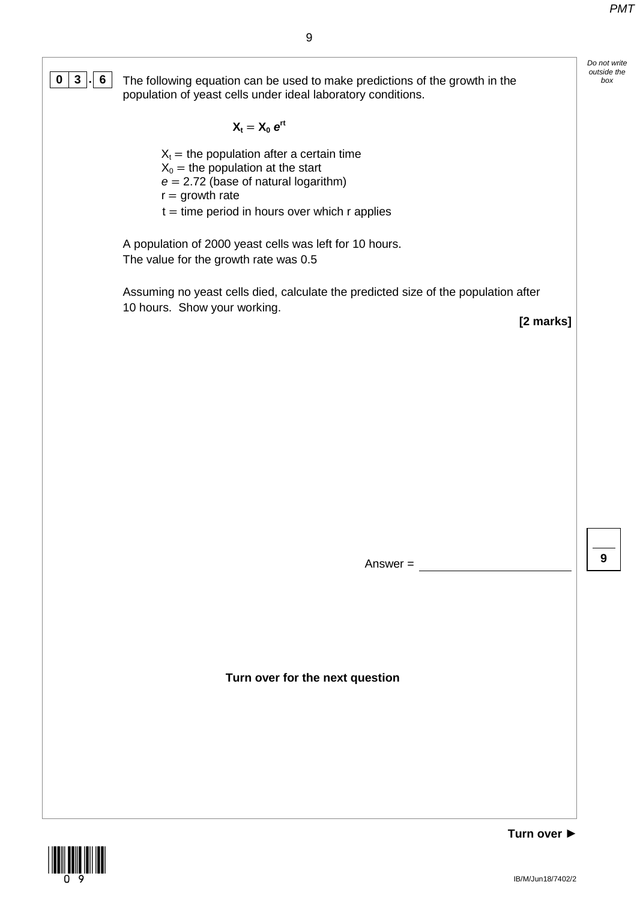**0 3 . 6** The following equation can be used to make predictions of the growth in the population of yeast cells under ideal laboratory conditions.

$$X_t = X_0 \, e^{rt}$$

$X_t$ = the population after a certain time
$X_0$ = the population at the start
$e$ = 2.72 (base of natural logarithm)
r = growth rate
t = time period in hours over which r applies

A population of 2000 yeast cells was left for 10 hours.
The value for the growth rate was 0.5

Assuming no yeast cells died, calculate the predicted size of the population after 10 hours. Show your working.

**[2 marks]**

Answer = ______________________

**Turn over for the next question**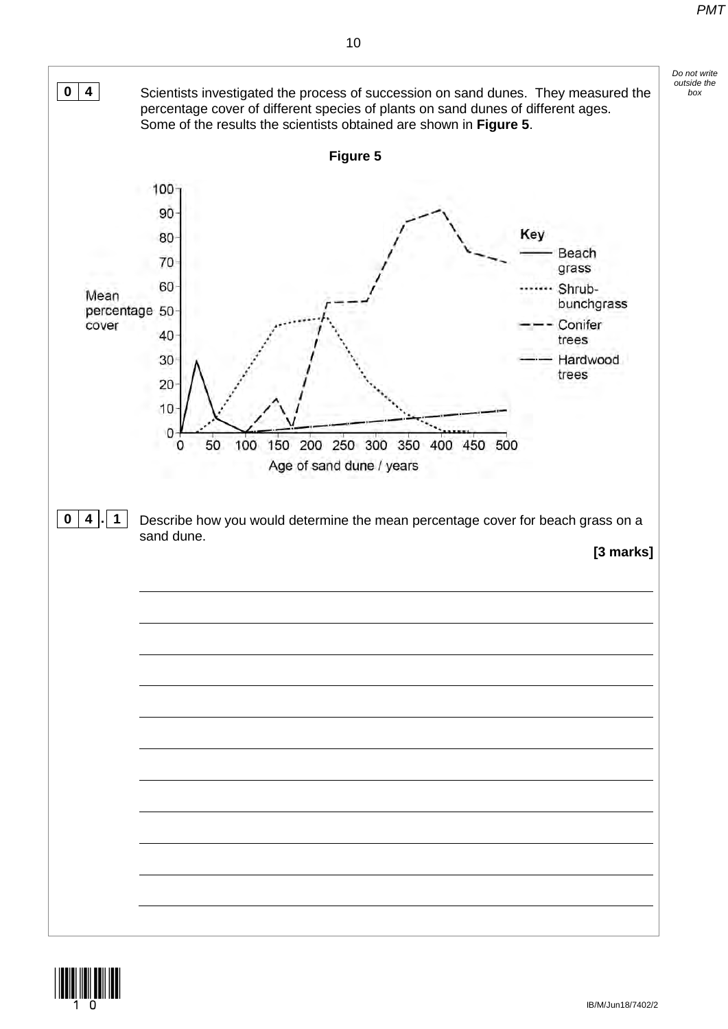**0 4** Scientists investigated the process of succession on sand dunes. They measured the percentage cover of different species of plants on sand dunes of different ages. Some of the results the scientists obtained are shown in **Figure 5**.

**Figure 5**

**0 4 . 1** Describe how you would determine the mean percentage cover for beach grass on a sand dune.

**[3 marks]**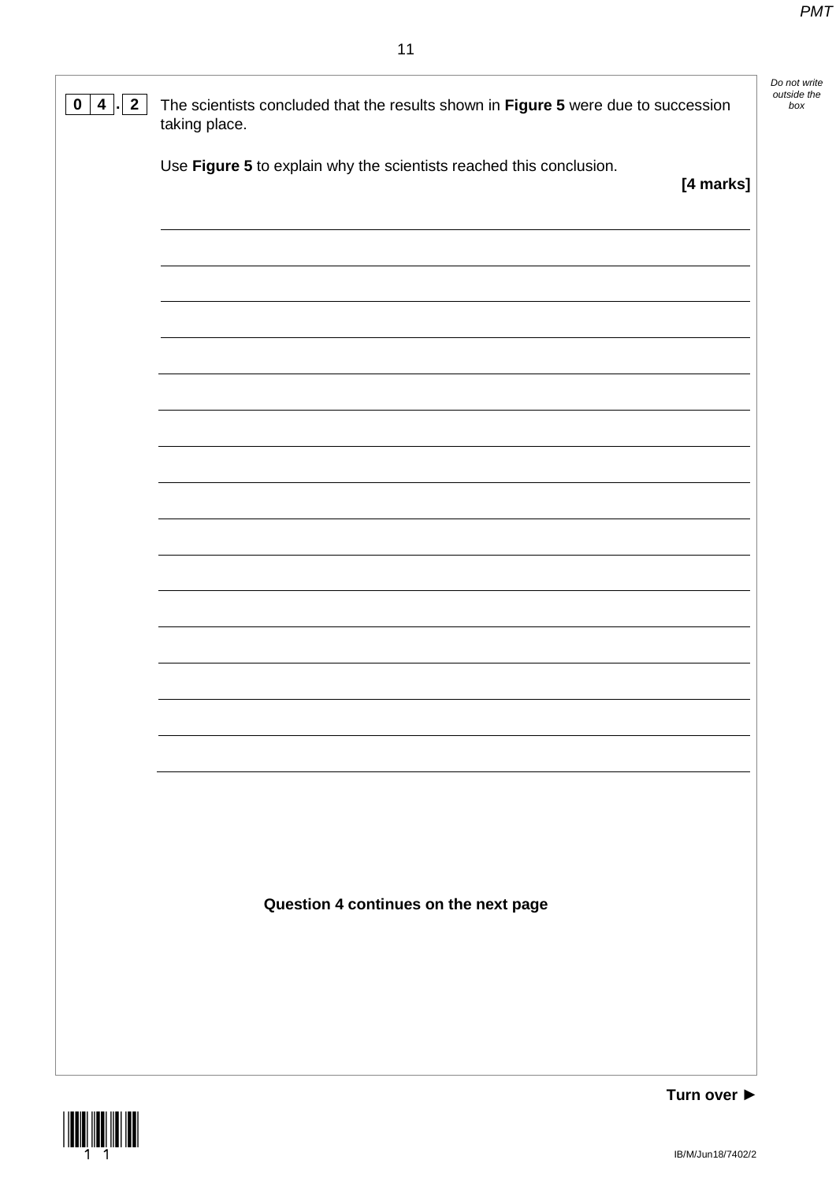**0 4 . 2** The scientists concluded that the results shown in **Figure 5** were due to succession taking place.

Use **Figure 5** to explain why the scientists reached this conclusion.

**[4 marks]**

**Question 4 continues on the next page**

**Turn over ►**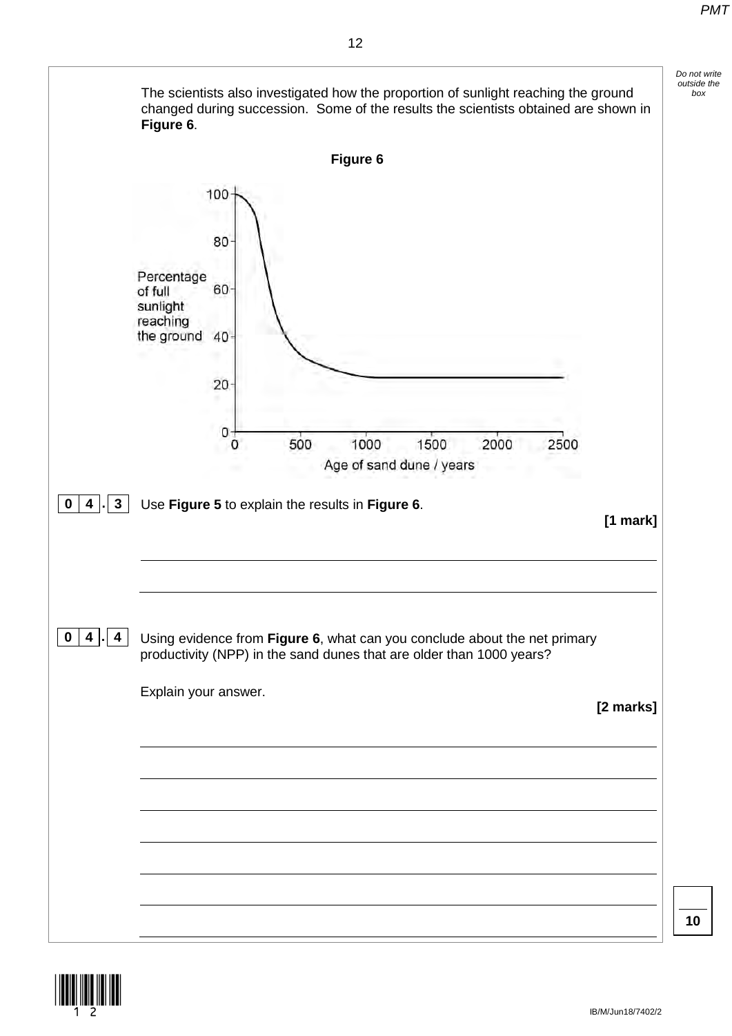The scientists also investigated how the proportion of sunlight reaching the ground changed during succession. Some of the results the scientists obtained are shown in **Figure 6**.

**Figure 6**

**0 4 . 3** Use **Figure 5** to explain the results in **Figure 6**.

**[1 mark]**

**0 4 . 4** Using evidence from **Figure 6**, what can you conclude about the net primary productivity (NPP) in the sand dunes that are older than 1000 years?

Explain your answer.

**[2 marks]**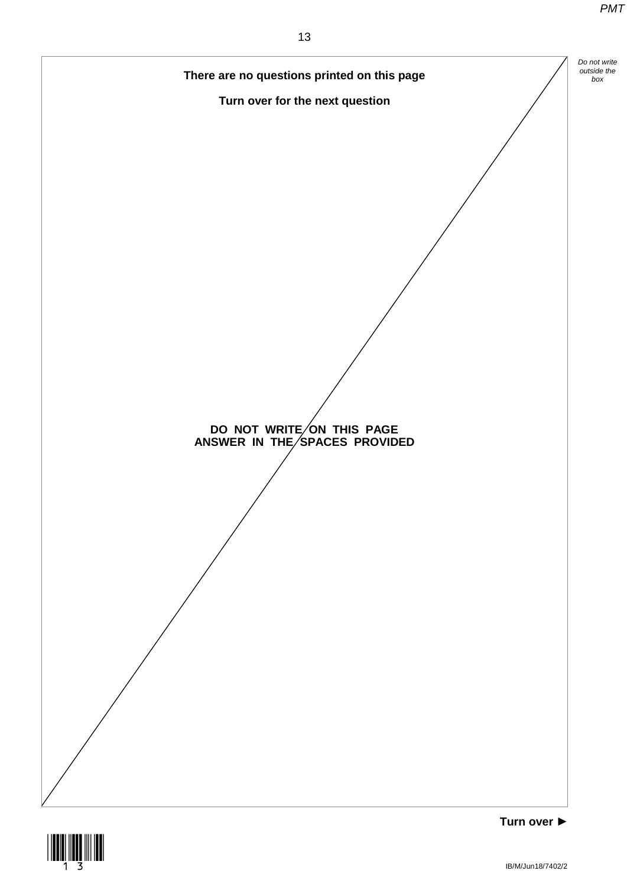**There are no questions printed on this page**

**Turn over for the next question**

**DO NOT WRITE ON THIS PAGE**
**ANSWER IN THE SPACES PROVIDED**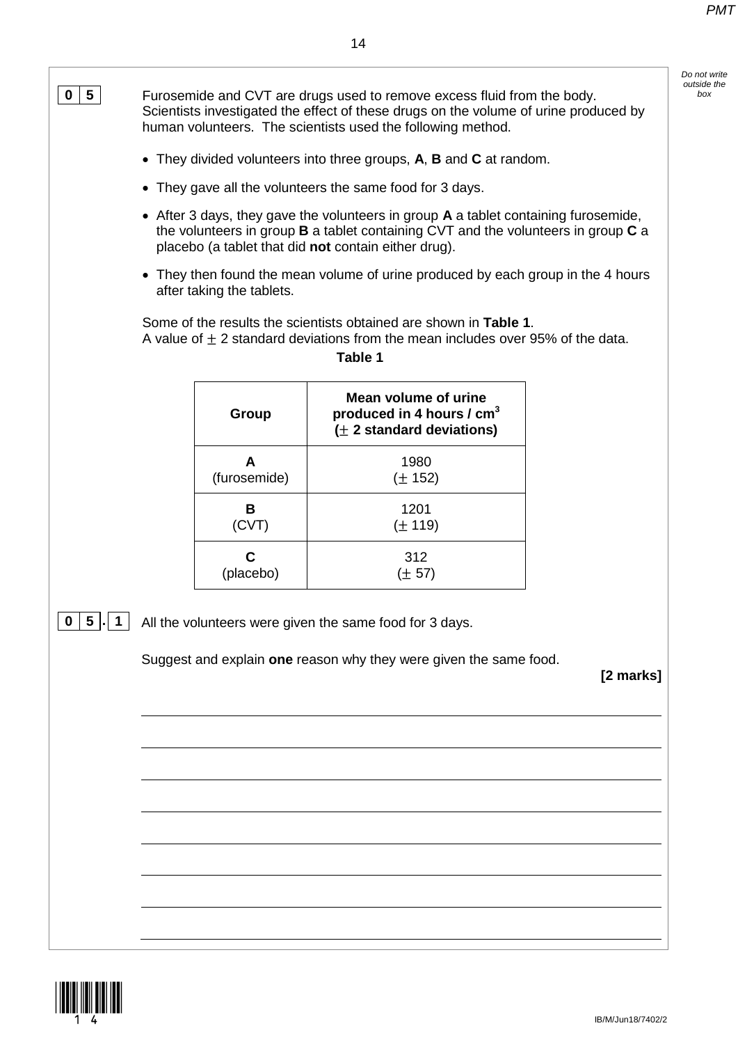**0 5** Furosemide and CVT are drugs used to remove excess fluid from the body. Scientists investigated the effect of these drugs on the volume of urine produced by human volunteers. The scientists used the following method.

- They divided volunteers into three groups, **A**, **B** and **C** at random.
- They gave all the volunteers the same food for 3 days.
- After 3 days, they gave the volunteers in group **A** a tablet containing furosemide, the volunteers in group **B** a tablet containing CVT and the volunteers in group **C** a placebo (a tablet that did **not** contain either drug).
- They then found the mean volume of urine produced by each group in the 4 hours after taking the tablets.

Some of the results the scientists obtained are shown in **Table 1**.
A value of ± 2 standard deviations from the mean includes over 95% of the data.

**Table 1**

| Group | Mean volume of urine produced in 4 hours / $cm^3$ (± 2 standard deviations) |
|---|---|
| **A** (furosemide) | 1980 (± 152) |
| **B** (CVT) | 1201 (± 119) |
| **C** (placebo) | 312 (± 57) |

**0 5 . 1** All the volunteers were given the same food for 3 days.

Suggest and explain **one** reason why they were given the same food.

**[2 marks]**

_______________________________________________

_______________________________________________

_______________________________________________

_______________________________________________

_______________________________________________

_______________________________________________

_______________________________________________

_______________________________________________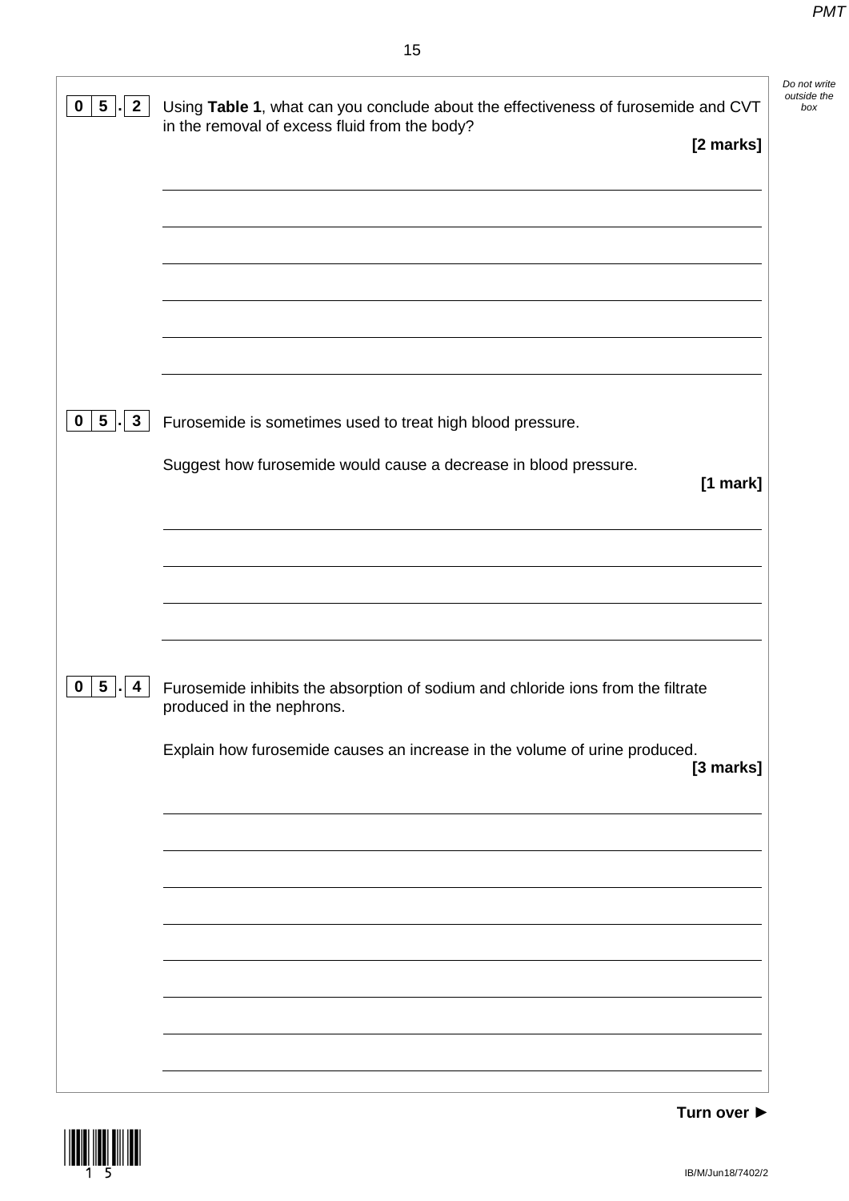**0 5 . 2** Using **Table 1**, what can you conclude about the effectiveness of furosemide and CVT in the removal of excess fluid from the body?

**[2 marks]**

**0 5 . 3** Furosemide is sometimes used to treat high blood pressure.

Suggest how furosemide would cause a decrease in blood pressure.

**[1 mark]**

**0 5 . 4** Furosemide inhibits the absorption of sodium and chloride ions from the filtrate produced in the nephrons.

Explain how furosemide causes an increase in the volume of urine produced.

**[3 marks]**

**Turn over ►**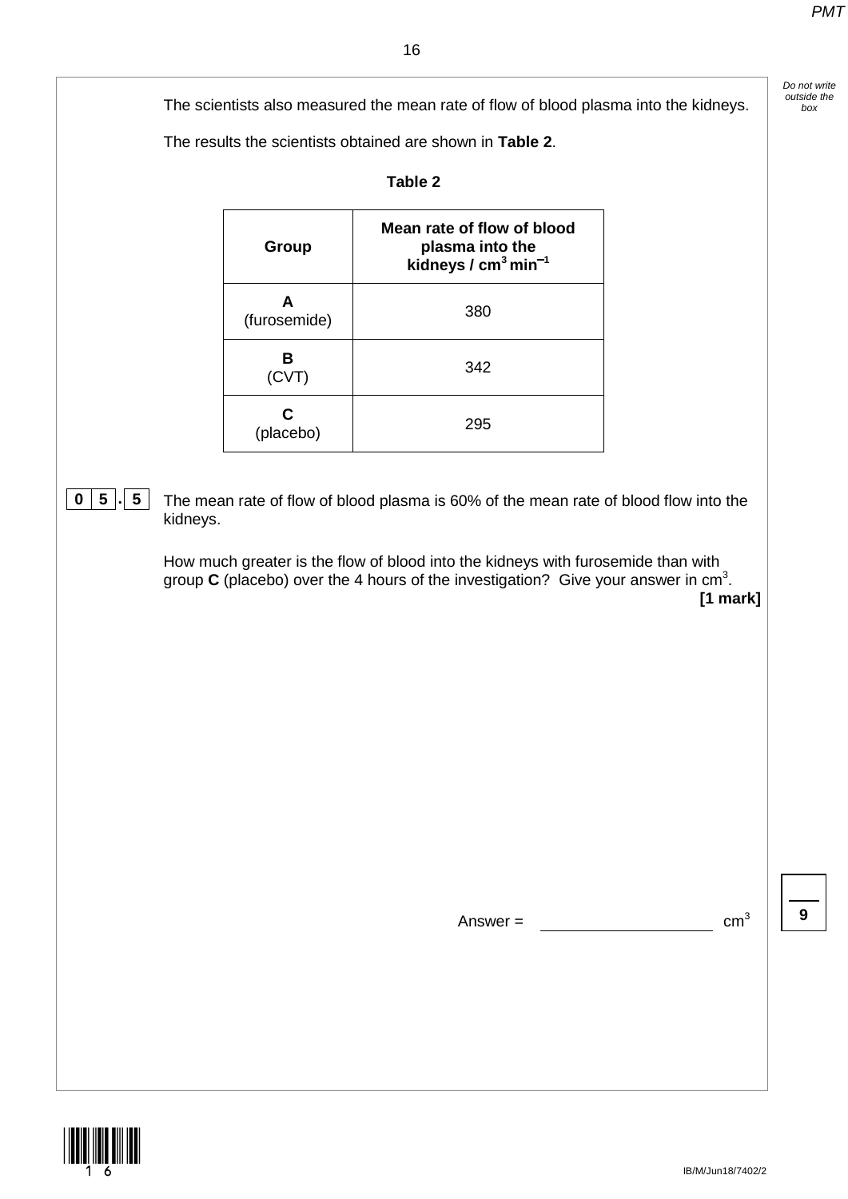The scientists also measured the mean rate of flow of blood plasma into the kidneys.

The results the scientists obtained are shown in **Table 2**.

**Table 2**

| Group | Mean rate of flow of blood plasma into the kidneys / $cm^3\ min^{-1}$ |
|---|---|
| **A** (furosemide) | 380 |
| **B** (CVT) | 342 |
| **C** (placebo) | 295 |

**0 5 . 5** The mean rate of flow of blood plasma is 60% of the mean rate of blood flow into the kidneys.

How much greater is the flow of blood into the kidneys with furosemide than with group **C** (placebo) over the 4 hours of the investigation? Give your answer in $cm^3$.

**[1 mark]**

Answer = ____________________ $cm^3$

9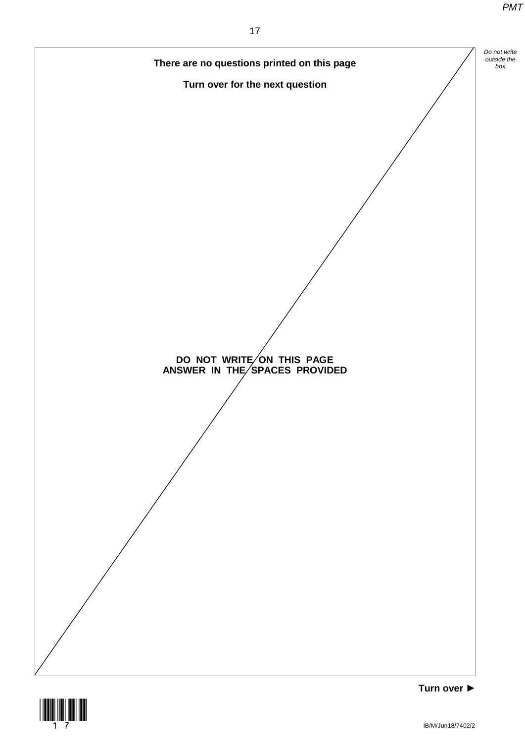**There are no questions printed on this page**

**Turn over for the next question**

**DO NOT WRITE ON THIS PAGE**
**ANSWER IN THE SPACES PROVIDED**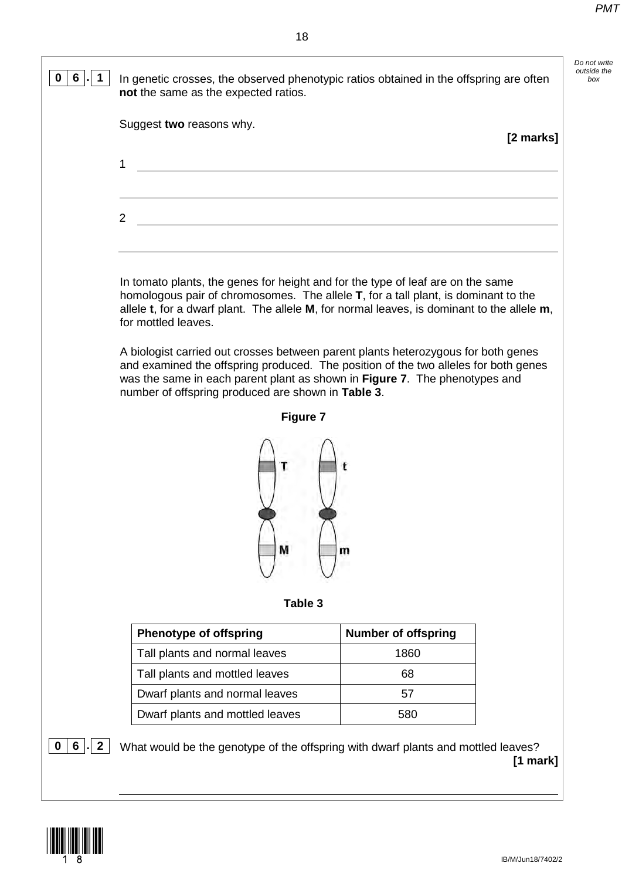**0 6 . 1** In genetic crosses, the observed phenotypic ratios obtained in the offspring are often **not** the same as the expected ratios.

Suggest **two** reasons why.

**[2 marks]**

1 ______________________________________________________________

______________________________________________________________

2 ______________________________________________________________

______________________________________________________________

In tomato plants, the genes for height and for the type of leaf are on the same homologous pair of chromosomes. The allele **T**, for a tall plant, is dominant to the allele **t**, for a dwarf plant. The allele **M**, for normal leaves, is dominant to the allele **m**, for mottled leaves.

A biologist carried out crosses between parent plants heterozygous for both genes and examined the offspring produced. The position of the two alleles for both genes was the same in each parent plant as shown in **Figure 7**. The phenotypes and number of offspring produced are shown in **Table 3**.

**Figure 7**

**Table 3**

| Phenotype of offspring | Number of offspring |
| --- | --- |
| Tall plants and normal leaves | 1860 |
| Tall plants and mottled leaves | 68 |
| Dwarf plants and normal leaves | 57 |
| Dwarf plants and mottled leaves | 580 |

**0 6 . 2** What would be the genotype of the offspring with dwarf plants and mottled leaves?

**[1 mark]**

______________________________________________________________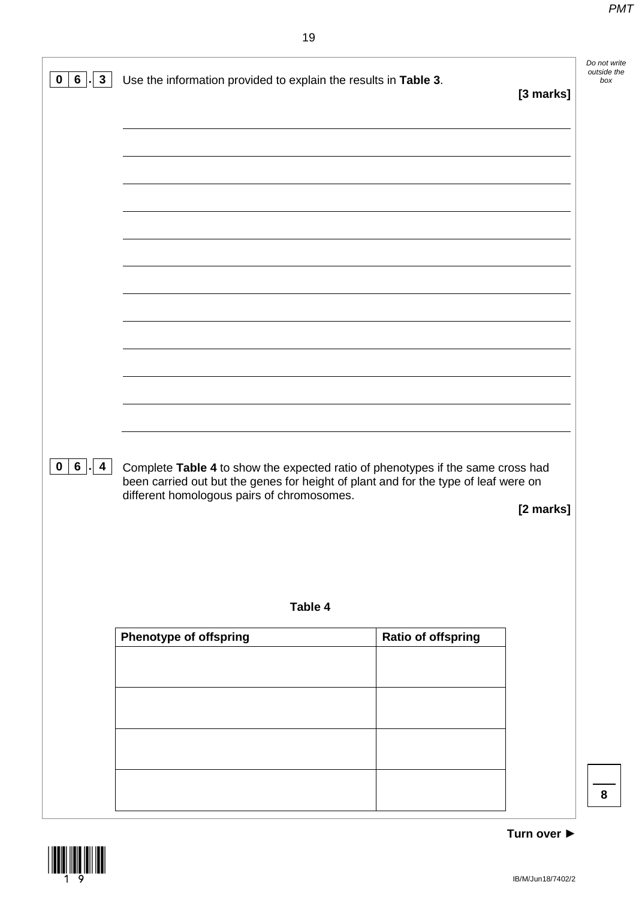**0 6 . 3** Use the information provided to explain the results in **Table 3**.

**[3 marks]**

**0 6 . 4** Complete **Table 4** to show the expected ratio of phenotypes if the same cross had been carried out but the genes for height of plant and for the type of leaf were on different homologous pairs of chromosomes.

**[2 marks]**

**Table 4**

| Phenotype of offspring | Ratio of offspring |
|---|---|
| | |
| | |
| | |
| | |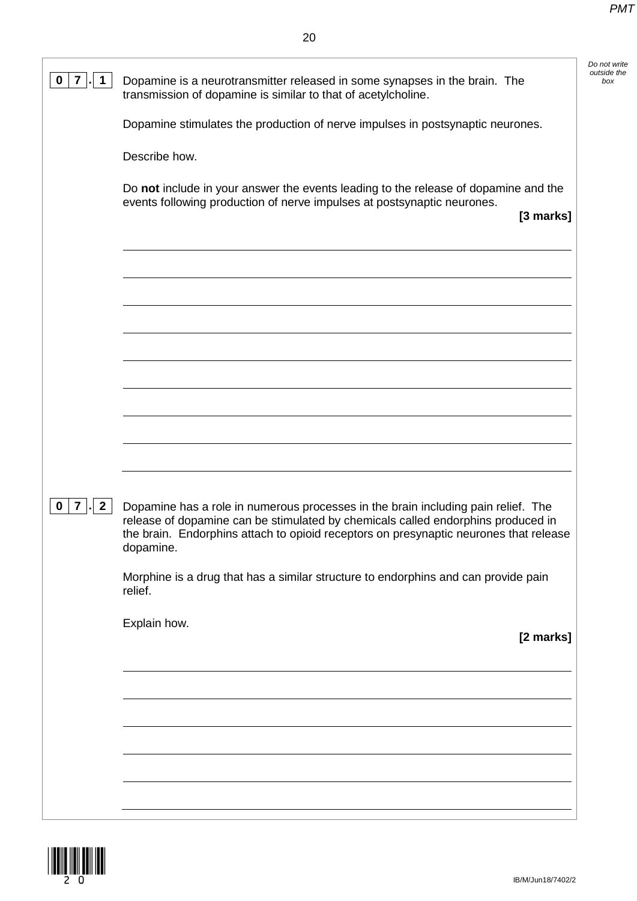**0 7 . 1** Dopamine is a neurotransmitter released in some synapses in the brain. The transmission of dopamine is similar to that of acetylcholine.

Dopamine stimulates the production of nerve impulses in postsynaptic neurones.

Describe how.

Do **not** include in your answer the events leading to the release of dopamine and the events following production of nerve impulses at postsynaptic neurones.

**[3 marks]**

**0 7 . 2** Dopamine has a role in numerous processes in the brain including pain relief. The release of dopamine can be stimulated by chemicals called endorphins produced in the brain. Endorphins attach to opioid receptors on presynaptic neurones that release dopamine.

Morphine is a drug that has a similar structure to endorphins and can provide pain relief.

Explain how.

**[2 marks]**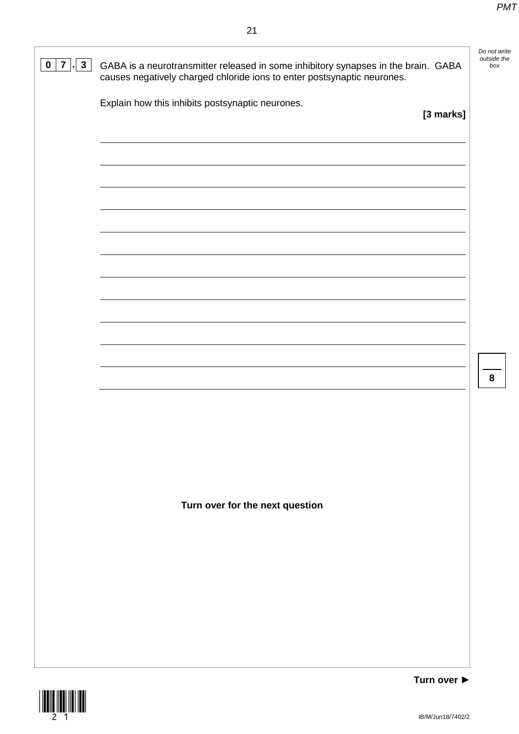**0 7 . 3** GABA is a neurotransmitter released in some inhibitory synapses in the brain. GABA causes negatively charged chloride ions to enter postsynaptic neurones.

Explain how this inhibits postsynaptic neurones.

**[3 marks]**

**Turn over for the next question**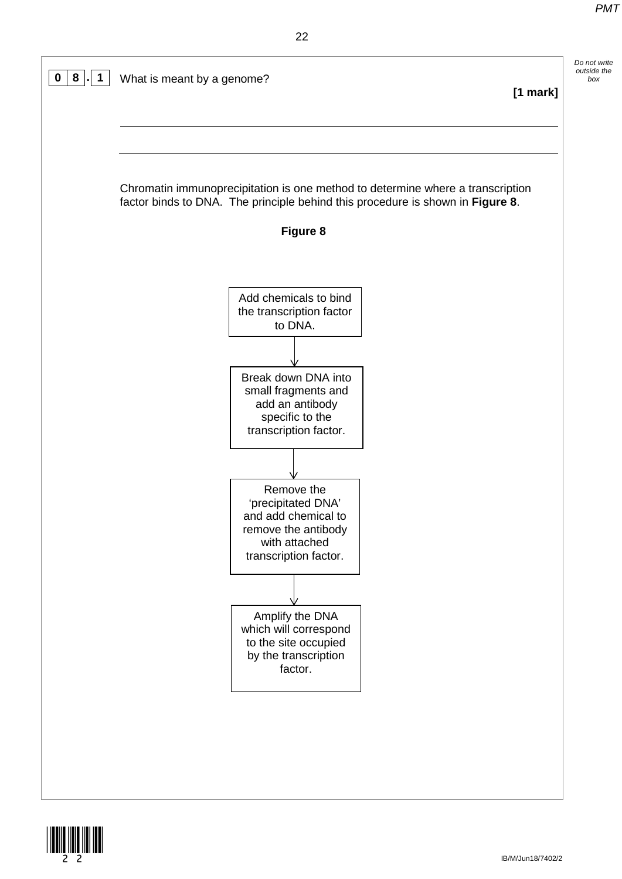**0 8 . 1** What is meant by a genome?

**[1 mark]**

______________________________________________________________________

______________________________________________________________________

Chromatin immunoprecipitation is one method to determine where a transcription factor binds to DNA. The principle behind this procedure is shown in **Figure 8**.

**Figure 8**

Add chemicals to bind the transcription factor to DNA.

↓

Break down DNA into small fragments and add an antibody specific to the transcription factor.

↓

Remove the 'precipitated DNA' and add chemical to remove the antibody with attached transcription factor.

↓

Amplify the DNA which will correspond to the site occupied by the transcription factor.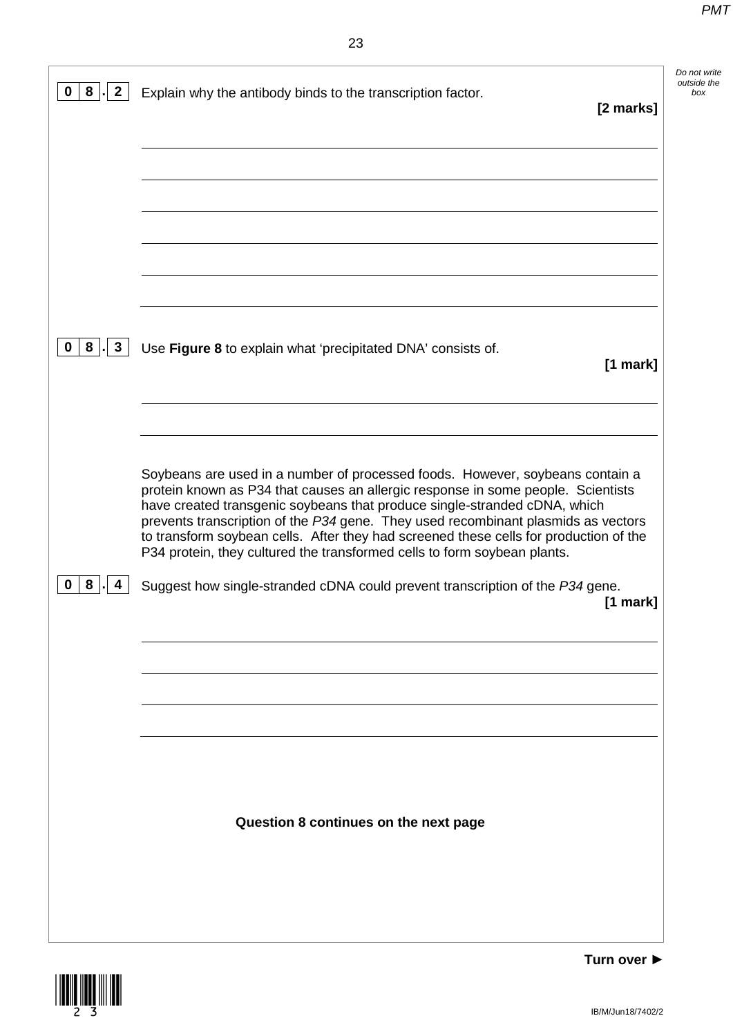**0 8 . 2** Explain why the antibody binds to the transcription factor.

**[2 marks]**

**0 8 . 3** Use **Figure 8** to explain what 'precipitated DNA' consists of.

**[1 mark]**

Soybeans are used in a number of processed foods. However, soybeans contain a protein known as P34 that causes an allergic response in some people. Scientists have created transgenic soybeans that produce single-stranded cDNA, which prevents transcription of the *P34* gene. They used recombinant plasmids as vectors to transform soybean cells. After they had screened these cells for production of the P34 protein, they cultured the transformed cells to form soybean plants.

**0 8 . 4** Suggest how single-stranded cDNA could prevent transcription of the *P34* gene.

**[1 mark]**

**Question 8 continues on the next page**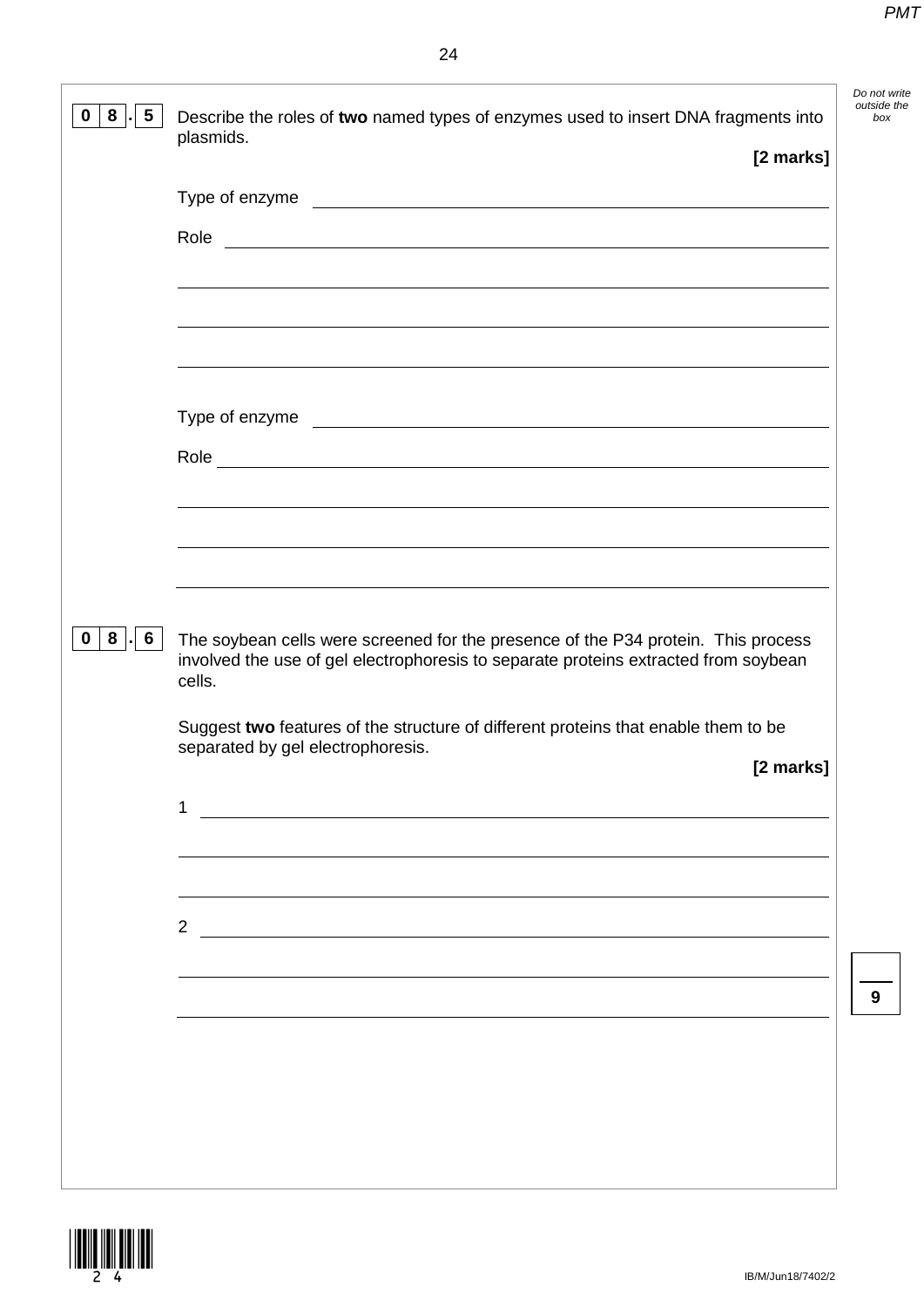**0 8 . 5** Describe the roles of **two** named types of enzymes used to insert DNA fragments into plasmids.

**[2 marks]**

Type of enzyme

Role

Type of enzyme

Role

**0 8 . 6** The soybean cells were screened for the presence of the P34 protein. This process involved the use of gel electrophoresis to separate proteins extracted from soybean cells.

Suggest **two** features of the structure of different proteins that enable them to be separated by gel electrophoresis.

**[2 marks]**

1

2

9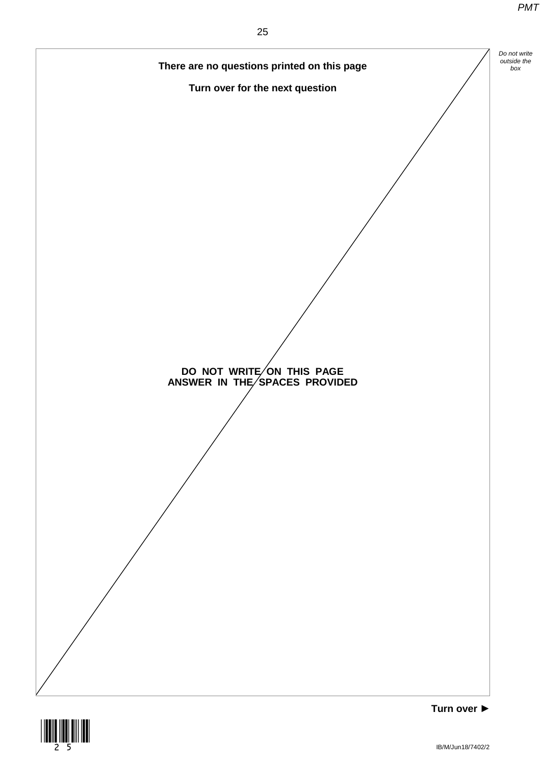**There are no questions printed on this page**

**Turn over for the next question**

**DO NOT WRITE ON THIS PAGE**
**ANSWER IN THE SPACES PROVIDED**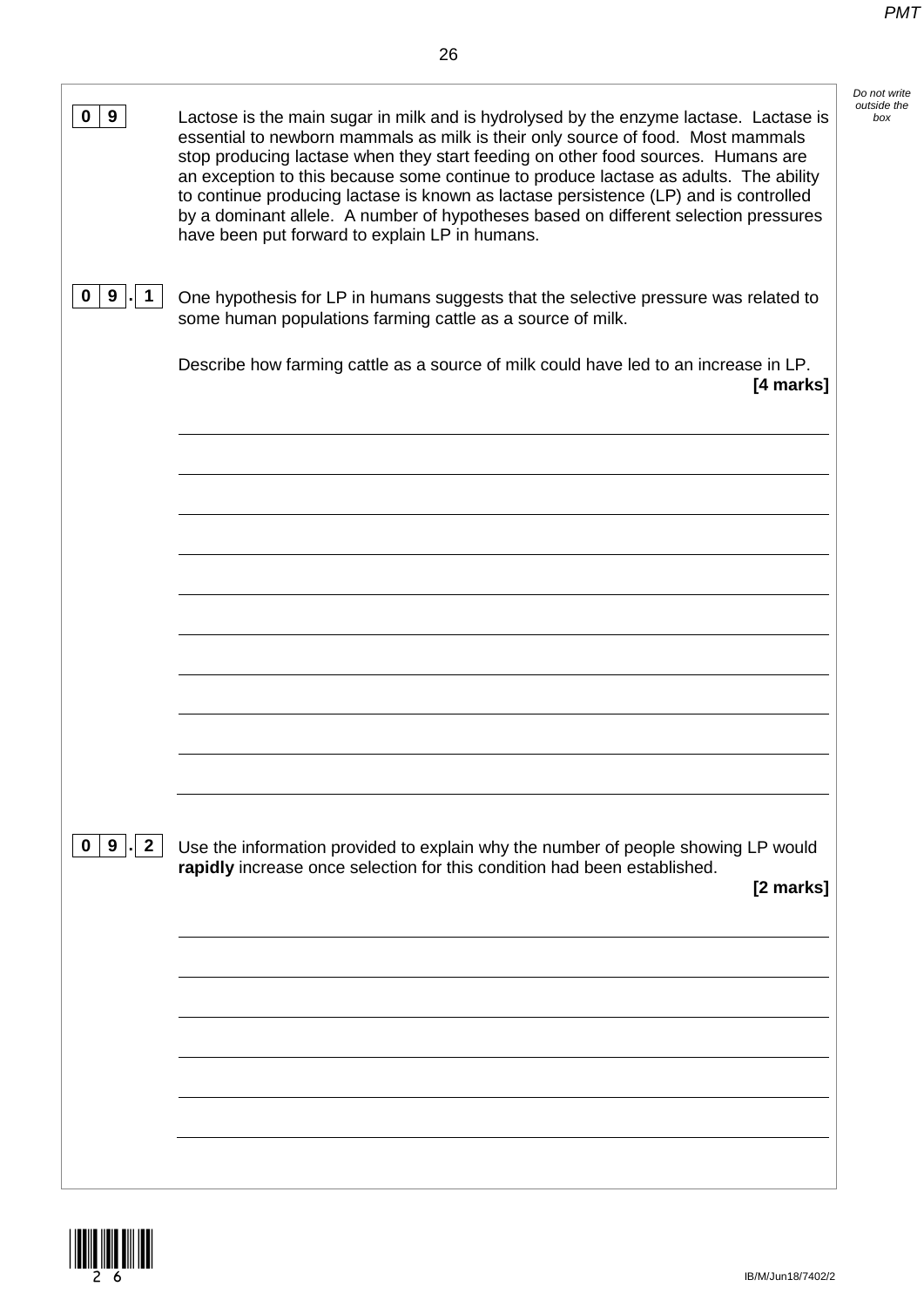**0 9** Lactose is the main sugar in milk and is hydrolysed by the enzyme lactase. Lactase is essential to newborn mammals as milk is their only source of food. Most mammals stop producing lactase when they start feeding on other food sources. Humans are an exception to this because some continue to produce lactase as adults. The ability to continue producing lactase is known as lactase persistence (LP) and is controlled by a dominant allele. A number of hypotheses based on different selection pressures have been put forward to explain LP in humans.

**0 9 . 1** One hypothesis for LP in humans suggests that the selective pressure was related to some human populations farming cattle as a source of milk.

Describe how farming cattle as a source of milk could have led to an increase in LP.

**[4 marks]**

**0 9 . 2** Use the information provided to explain why the number of people showing LP would **rapidly** increase once selection for this condition had been established.

**[2 marks]**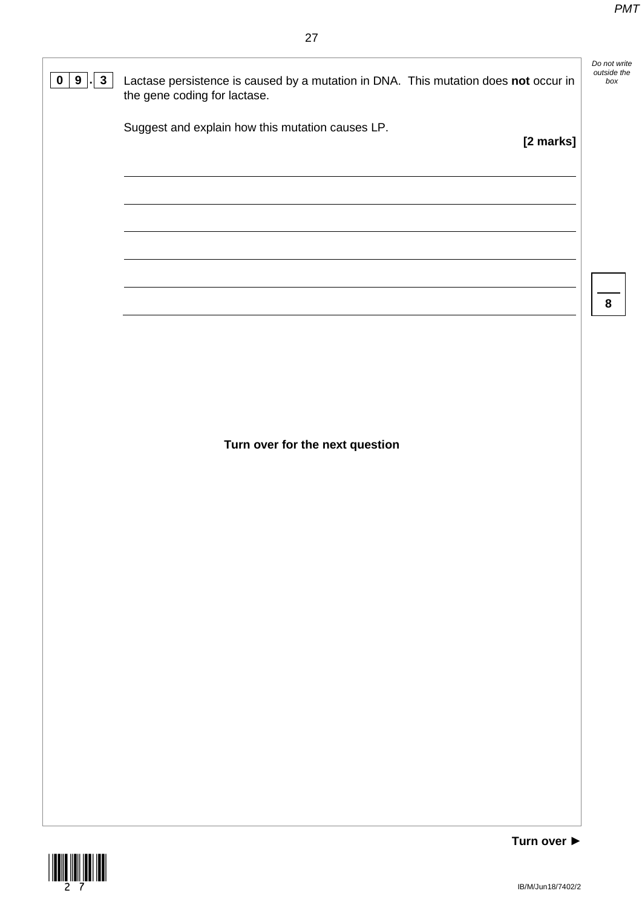**0 9 . 3** Lactase persistence is caused by a mutation in DNA. This mutation does **not** occur in the gene coding for lactase.

Suggest and explain how this mutation causes LP.

**[2 marks]**

**Turn over for the next question**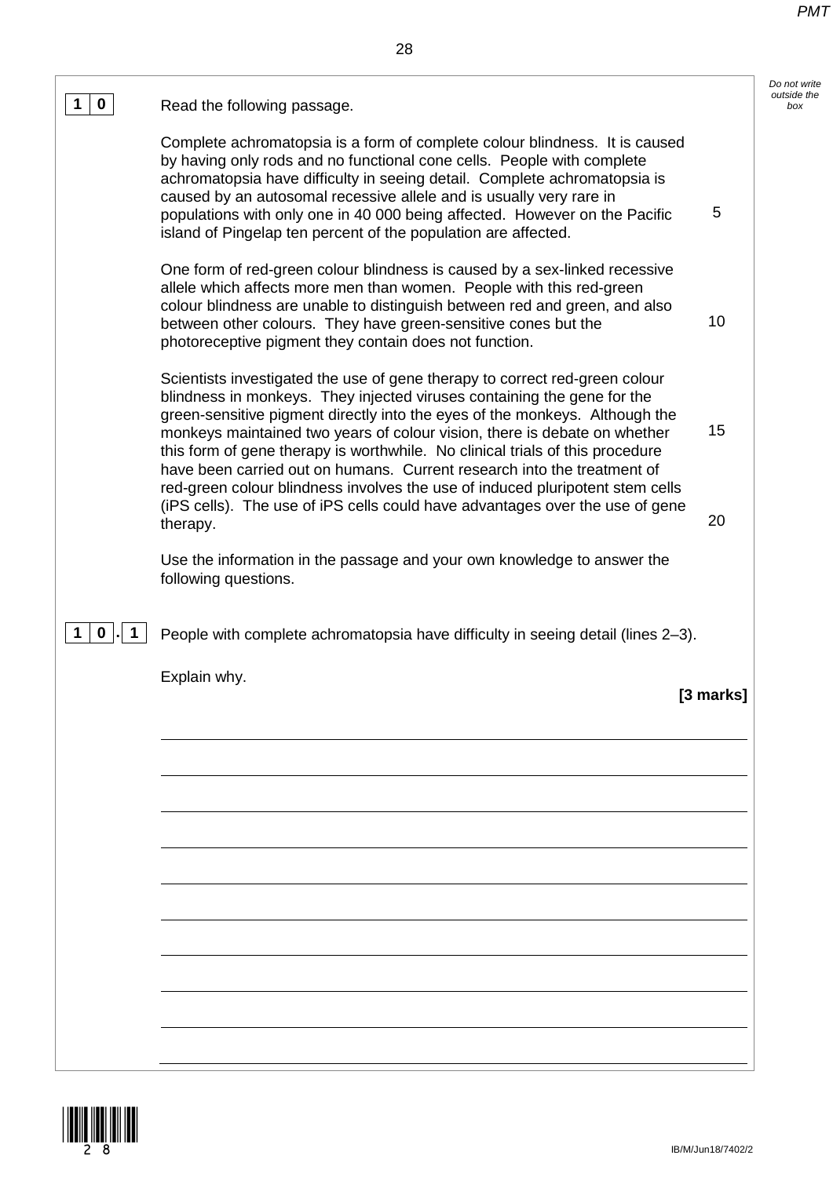**1 0** Read the following passage.

Complete achromatopsia is a form of complete colour blindness. It is caused by having only rods and no functional cone cells. People with complete achromatopsia have difficulty in seeing detail. Complete achromatopsia is caused by an autosomal recessive allele and is usually very rare in populations with only one in 40 000 being affected. However on the Pacific island of Pingelap ten percent of the population are affected. (5)

One form of red-green colour blindness is caused by a sex-linked recessive allele which affects more men than women. People with this red-green colour blindness are unable to distinguish between red and green, and also between other colours. They have green-sensitive cones but the photoreceptive pigment they contain does not function. (10)

Scientists investigated the use of gene therapy to correct red-green colour blindness in monkeys. They injected viruses containing the gene for the green-sensitive pigment directly into the eyes of the monkeys. Although the monkeys maintained two years of colour vision, there is debate on whether this form of gene therapy is worthwhile. No clinical trials of this procedure have been carried out on humans. Current research into the treatment of red-green colour blindness involves the use of induced pluripotent stem cells (iPS cells). The use of iPS cells could have advantages over the use of gene therapy. (15) (20)

Use the information in the passage and your own knowledge to answer the following questions.

**1 0 . 1** People with complete achromatopsia have difficulty in seeing detail (lines 2–3).

Explain why.

**[3 marks]**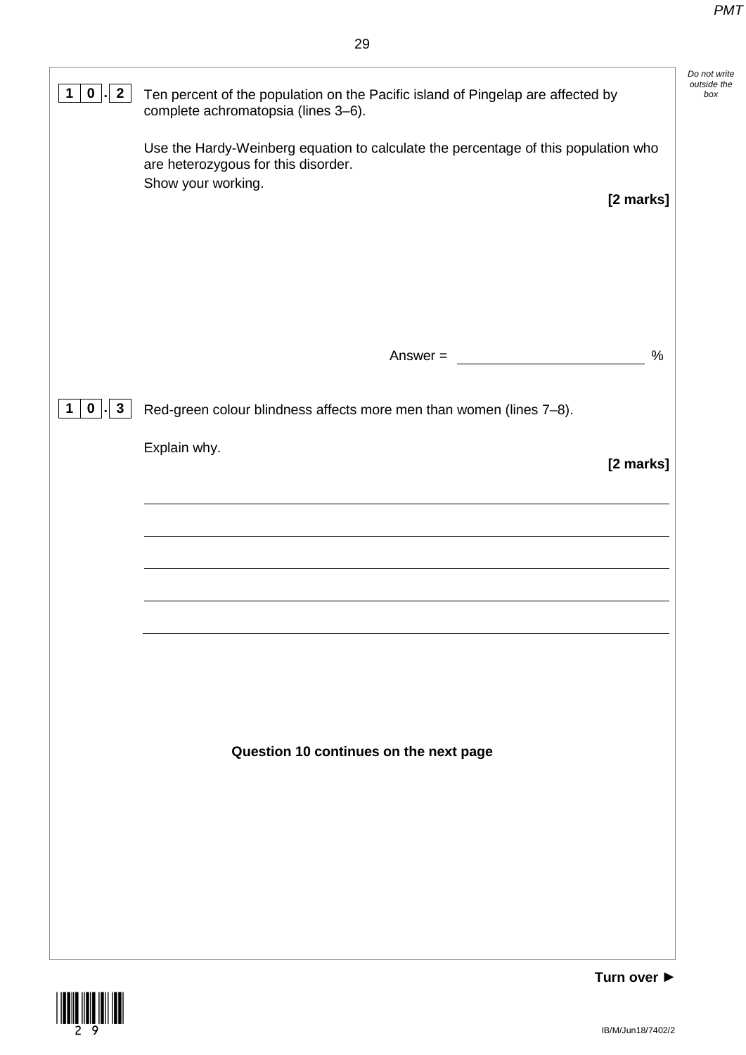**10.2** Ten percent of the population on the Pacific island of Pingelap are affected by complete achromatopsia (lines 3–6).

Use the Hardy-Weinberg equation to calculate the percentage of this population who are heterozygous for this disorder.
Show your working.

**[2 marks]**

Answer = ______________________ %

**10.3** Red-green colour blindness affects more men than women (lines 7–8).

Explain why.

**[2 marks]**

______________________________________________________________________

______________________________________________________________________

______________________________________________________________________

______________________________________________________________________

______________________________________________________________________

**Question 10 continues on the next page**

**Turn over ►**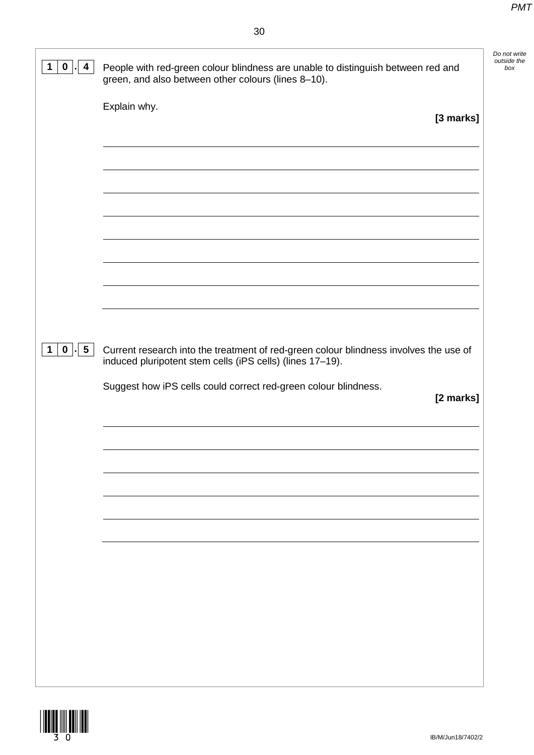**10.4** People with red-green colour blindness are unable to distinguish between red and green, and also between other colours (lines 8–10).

Explain why.

**[3 marks]**

**10.5** Current research into the treatment of red-green colour blindness involves the use of induced pluripotent stem cells (iPS cells) (lines 17–19).

Suggest how iPS cells could correct red-green colour blindness.

**[2 marks]**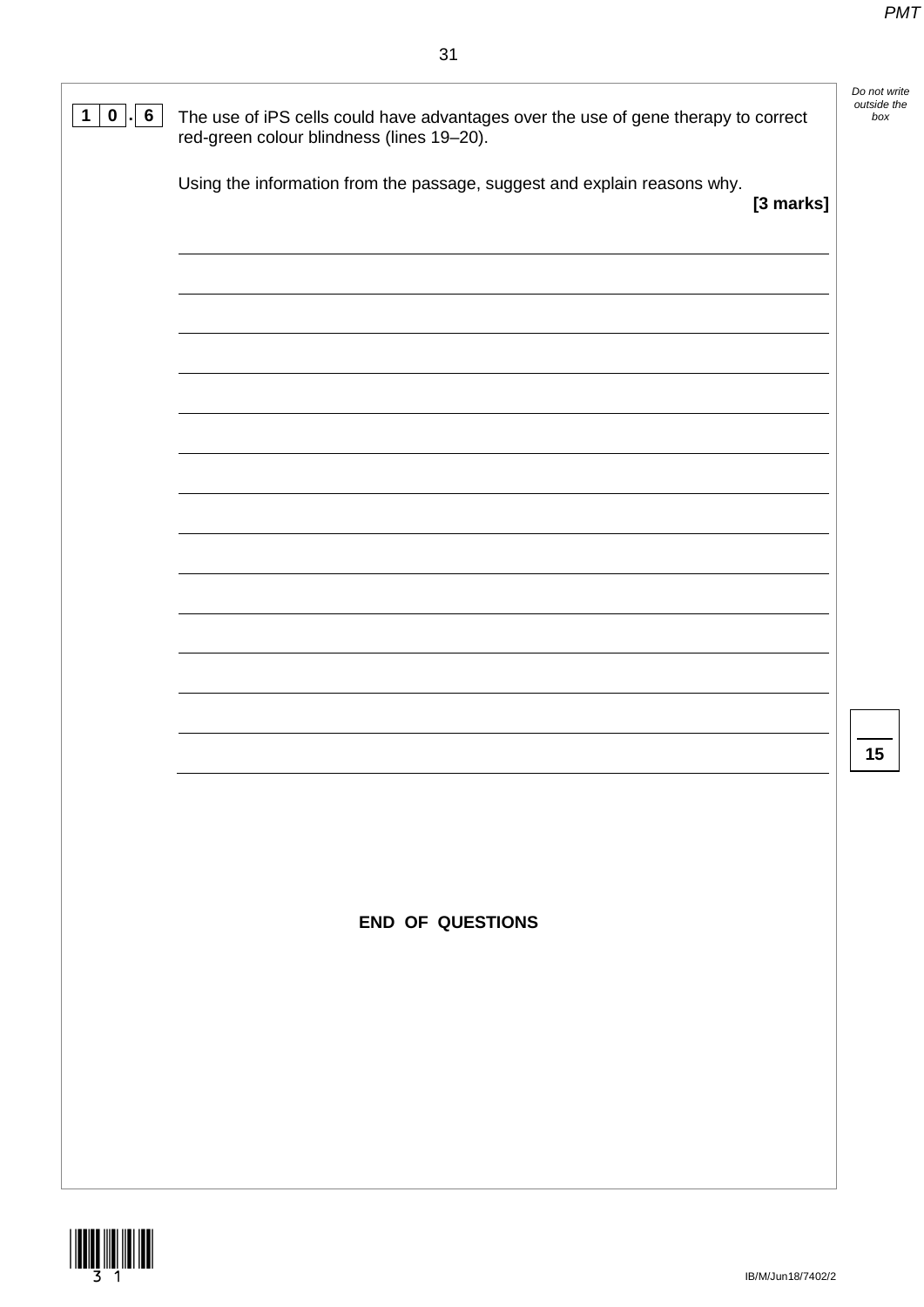**1 0 . 6** The use of iPS cells could have advantages over the use of gene therapy to correct red-green colour blindness (lines 19–20).

Using the information from the passage, suggest and explain reasons why.

**[3 marks]**

**END OF QUESTIONS**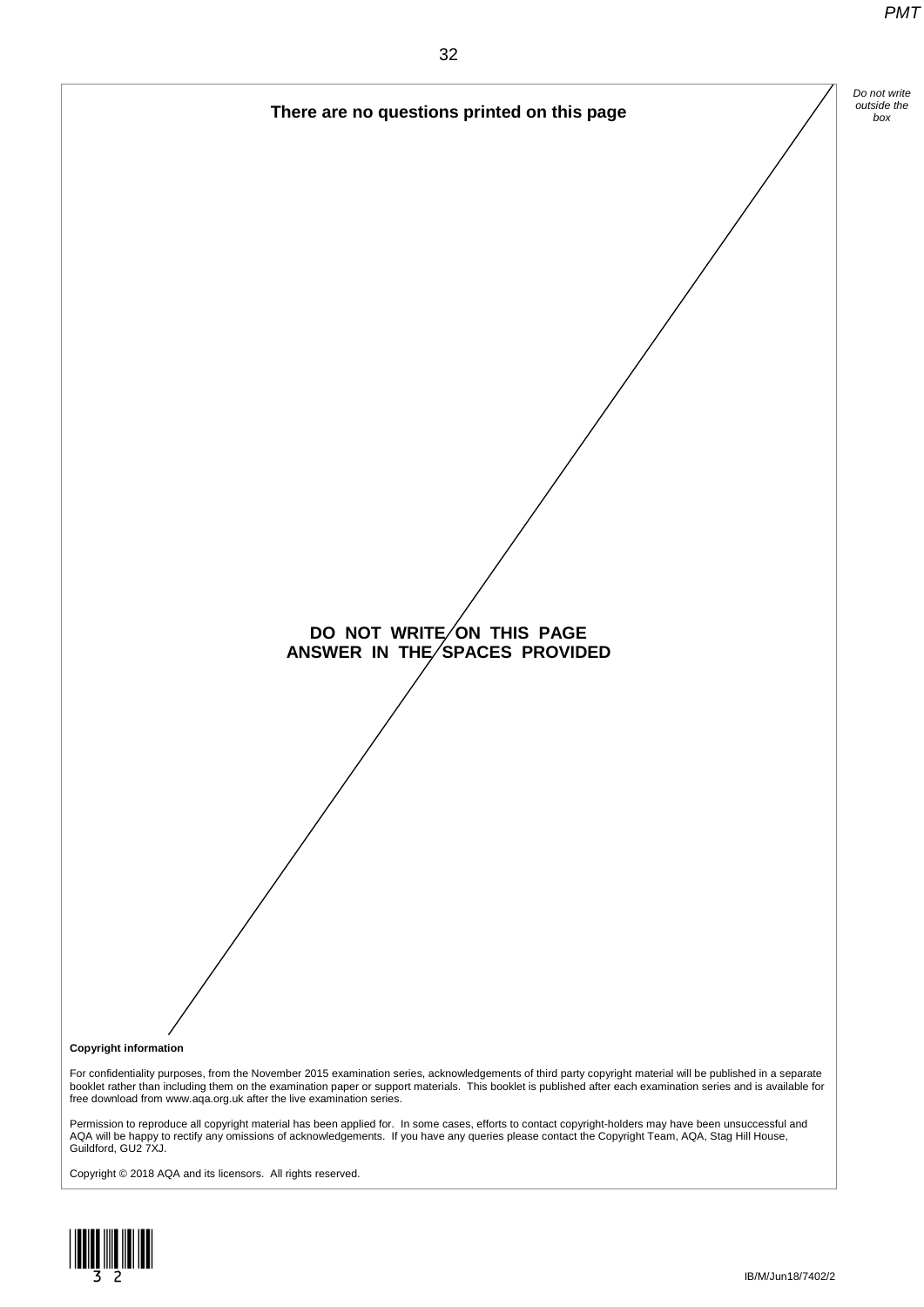**There are no questions printed on this page**

**DO NOT WRITE ON THIS PAGE**
**ANSWER IN THE SPACES PROVIDED**

**Copyright information**

For confidentiality purposes, from the November 2015 examination series, acknowledgements of third party copyright material will be published in a separate booklet rather than including them on the examination paper or support materials. This booklet is published after each examination series and is available for free download from www.aqa.org.uk after the live examination series.

Permission to reproduce all copyright material has been applied for. In some cases, efforts to contact copyright-holders may have been unsuccessful and AQA will be happy to rectify any omissions of acknowledgements. If you have any queries please contact the Copyright Team, AQA, Stag Hill House, Guildford, GU2 7XJ.

Copyright © 2018 AQA and its licensors. All rights reserved.